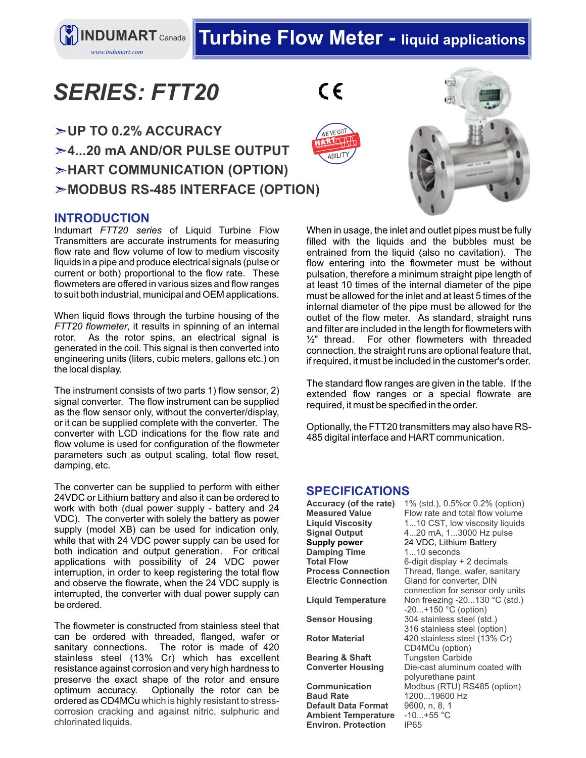# Turbine Flow Meter - liquid applications

# SERIES: FTT20

- ➢UP TO 0.2% ACCURACY
- ➢4...20 mA AND/OR PULSE OUTPUT
- ➢HART COMMUNICATION (OPTION)
- ➢MODBUS RS-485 INTERFACE (OPTION)

## INTRODUCTION

Indumart *FTT20 series* of Liquid Turbine Flow Transmitters are accurate instruments for measuring flow rate and flow volume of low to medium viscosity liquids in a pipe and produce electrical signals (pulse or current or both) proportional to the flow rate. These flowmeters are offered in various sizes and flow ranges to suit both industrial, municipal and OEM applications.

When liquid flows through the turbine housing of the *FTT20 flowmeter*, it results in spinning of an internal rotor. As the rotor spins, an electrical signal is generated in the coil. This signal is then converted into engineering units (liters, cubic meters, gallons etc.) on the local display.

The instrument consists of two parts 1) flow sensor, 2) signal converter. The flow instrument can be supplied as the flow sensor only, without the converter/display, or it can be supplied complete with the converter. The converter with LCD indications for the flow rate and flow volume is used for configuration of the flowmeter parameters such as output scaling, total flow reset, damping, etc.

The converter can be supplied to perform with either 24VDC or Lithium battery and also it can be ordered to work with both (dual power supply - battery and 24 VDC). The converter with solely the battery as power supply (model XB) can be used for indication only, while that with 24 VDC power supply can be used for both indication and output generation. For critical applications with possibility of 24 VDC power interruption, in order to keep registering the total flow and observe the flowrate, when the 24 VDC supply is interrupted, the converter with dual power supply can be ordered.

The flowmeter is constructed from stainless steel that can be ordered with threaded, flanged, wafer or sanitary connections. The rotor is made of 420 stainless steel (13% Cr) which has excellent resistance against corrosion and very high hardness to preserve the exact shape of the rotor and ensure optimum accuracy. Optionally the rotor can be ordered as CD4MCu which is highly resistant to stress-corrosion cracking and against nitric, sulphuric and chlorinated liquids.

When in usage, the inlet and outlet pipes must be fully filled with the liquids and the bubbles must be entrained from the liquid (also no cavitation). The flow entering into the flowmeter must be without pulsation, therefore a minimum straight pipe length of at least 10 times of the internal diameter of the pipe must be allowed for the inlet and at least 5 times of the internal diameter of the pipe must be allowed for the outlet of the flow meter. As standard, straight runs and filter are included in the length for flowmeters with ½" thread. For other flowmeters with threaded connection, the straight runs are optional feature that, if required, it must be included in the customer's order.

The standard flow ranges are given in the table. If the extended flow ranges or a special flowrate are required, it must be specified in the order.

Optionally, the FTT20 transmitters may also have RS-485 digital interface and HART communication.

## SPECIFICATIONS

| | |
|---|---|
| **Accuracy (of the rate)** | 1% (std.), 0.5%or 0.2% (option) |
| **Measured Value** | Flow rate and total flow volume |
| **Liquid Viscosity** | 1...10 CST, low viscosity liquids |
| **Signal Output** | 4...20 mA, 1...3000 Hz pulse |
| **Supply power** | 24 VDC, Lithium Battery |
| **Damping Time** | 1...10 seconds |
| **Total Flow** | 6-digit display + 2 decimals |
| **Process Connection** | Thread, flange, wafer, sanitary |
| **Electric Connection** | Gland for converter, DIN connection for sensor only units |
| **Liquid Temperature** | Non freezing -20...130 °C (std.) -20...+150 °C (option) |
| **Sensor Housing** | 304 stainless steel (std.) 316 stainless steel (option) |
| **Rotor Material** | 420 stainless steel (13% Cr) CD4MCu (option) |
| **Bearing & Shaft** | Tungsten Carbide |
| **Converter Housing** | Die-cast aluminum coated with polyurethane paint |
| **Communication** | Modbus (RTU) RS485 (option) |
| **Baud Rate** | 1200...19600 Hz |
| **Default Data Format** | 9600, n, 8, 1 |
| **Ambient Temperature** | -10...+55 °C |
| **Environ. Protection** | IP65 |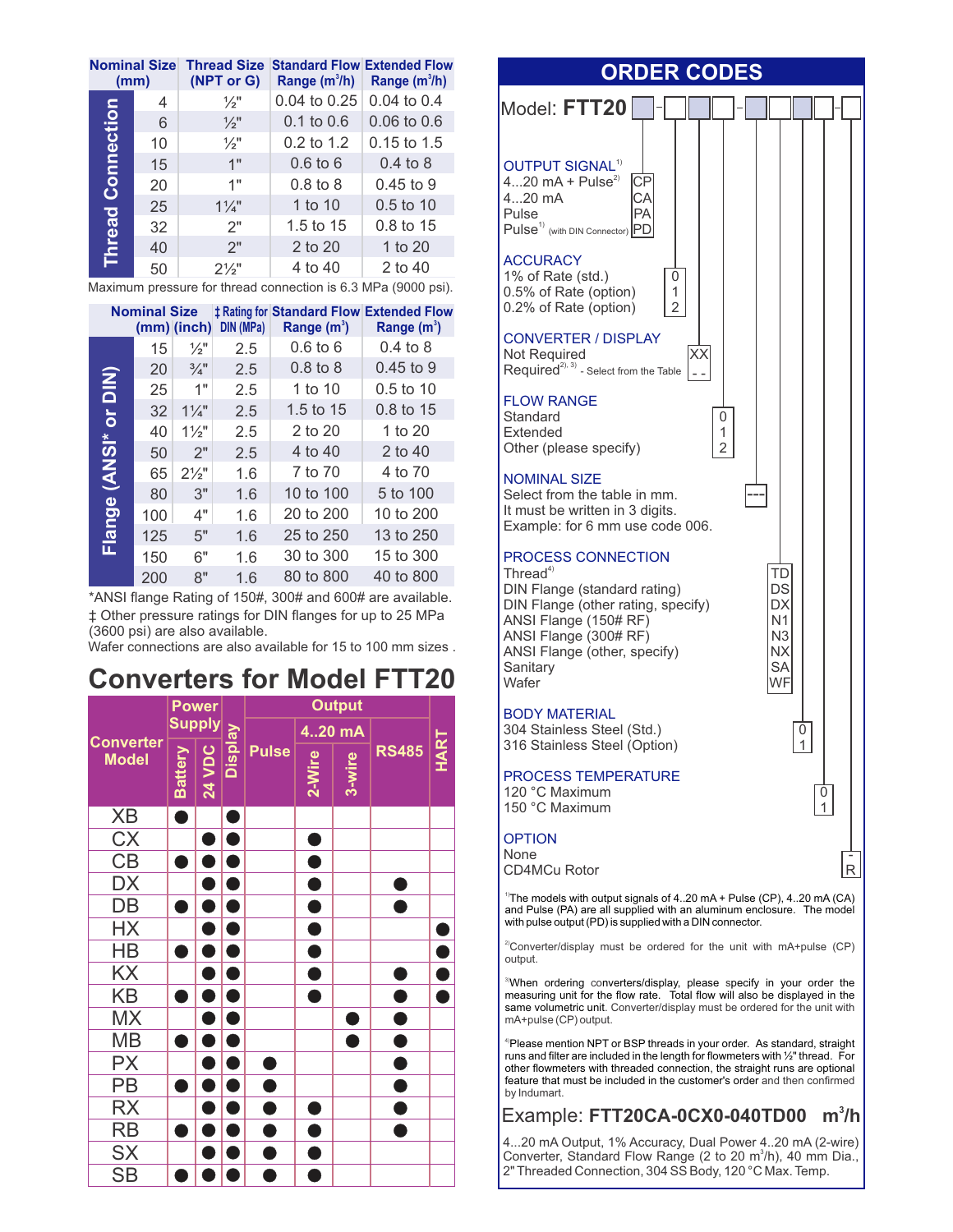| | Nominal Size (mm) | Thread Size (NPT or G) | Standard Flow Range ($m^3/h$) | Extended Flow Range ($m^3/h$) |
|---|---|---|---|---|
| Thread Connection | 4 | ½" | 0.04 to 0.25 | 0.04 to 0.4 |
| | 6 | ½" | 0.1 to 0.6 | 0.06 to 0.6 |
| | 10 | ½" | 0.2 to 1.2 | 0.15 to 1.5 |
| | 15 | 1" | 0.6 to 6 | 0.4 to 8 |
| | 20 | 1" | 0.8 to 8 | 0.45 to 9 |
| | 25 | 1¼" | 1 to 10 | 0.5 to 10 |
| | 32 | 2" | 1.5 to 15 | 0.8 to 15 |
| | 40 | 2" | 2 to 20 | 1 to 20 |
| | 50 | 2½" | 4 to 40 | 2 to 40 |

Maximum pressure for thread connection is 6.3 MPa (9000 psi).

| | Nominal Size (mm) | Nominal Size (inch) | ‡ Rating for DIN (MPa) | Standard Flow Range ($m^3$) | Extended Flow Range ($m^3$) |
|---|---|---|---|---|---|
| Flange (ANSI* or DIN) | 15 | ½" | 2.5 | 0.6 to 6 | 0.4 to 8 |
| | 20 | ¾" | 2.5 | 0.8 to 8 | 0.45 to 9 |
| | 25 | 1" | 2.5 | 1 to 10 | 0.5 to 10 |
| | 32 | 1¼" | 2.5 | 1.5 to 15 | 0.8 to 15 |
| | 40 | 1½" | 2.5 | 2 to 20 | 1 to 20 |
| | 50 | 2" | 2.5 | 4 to 40 | 2 to 40 |
| | 65 | 2½" | 1.6 | 7 to 70 | 4 to 70 |
| | 80 | 3" | 1.6 | 10 to 100 | 5 to 100 |
| | 100 | 4" | 1.6 | 20 to 200 | 10 to 200 |
| | 125 | 5" | 1.6 | 25 to 250 | 13 to 250 |
| | 150 | 6" | 1.6 | 30 to 300 | 15 to 300 |
| | 200 | 8" | 1.6 | 80 to 800 | 40 to 800 |

*ANSI flange Rating of 150#, 300# and 600# are available.
‡ Other pressure ratings for DIN flanges for up to 25 MPa (3600 psi) are also available.
Wafer connections are also available for 15 to 100 mm sizes .

## Converters for Model FTT20

| Converter Model | Power Supply: Battery | Power Supply: 24 VDC | Display | Output: Pulse | Output: 4..20 mA 2-Wire | Output: 4..20 mA 3-wire | Output: RS485 | Output: HART |
|---|---|---|---|---|---|---|---|---|
| XB | ● | | ● | | | | | |
| CX | | ● | ● | | ● | | | |
| CB | ● | ● | ● | | ● | | | |
| DX | | ● | ● | | ● | | ● | |
| DB | ● | ● | ● | | ● | | ● | |
| HX | | ● | ● | | ● | | | ● |
| HB | ● | ● | ● | | ● | | | ● |
| KX | | ● | ● | | ● | | ● | ● |
| KB | ● | ● | ● | | ● | | ● | ● |
| MX | | ● | ● | | | ● | ● | |
| MB | ● | ● | ● | | | ● | ● | |
| PX | | ● | ● | ● | | | ● | |
| PB | ● | ● | ● | ● | | | ● | |
| RX | | ● | ● | ● | ● | | ● | |
| RB | ● | ● | ● | ● | ● | | ● | |
| SX | | ● | ● | ● | ● | | | |
| SB | ● | ● | ● | ● | ● | | | |

## ORDER CODES

Model: **FTT20** ☐☐ - ☐ ☐☐ ☐ - ☐☐☐ ☐☐ ☐ ☐ - ☐

**OUTPUT SIGNAL**[1]

| | |
|---|---|
| 4...20 mA + Pulse[2] | CP |
| 4...20 mA | CA |
| Pulse | PA |
| Pulse[1] (with DIN Connector) | PD |

**ACCURACY**

| | |
|---|---|
| 1% of Rate (std.) | 0 |
| 0.5% of Rate (option) | 1 |
| 0.2% of Rate (option) | 2 |

**CONVERTER / DISPLAY**

| | |
|---|---|
| Not Required | XX |
| Required[2), 3)] - Select from the Table | - - |

**FLOW RANGE**

| | |
|---|---|
| Standard | 0 |
| Extended | 1 |
| Other (please specify) | 2 |

**NOMINAL SIZE**

Select from the table in mm.
It must be written in 3 digits.
Example: for 6 mm use code 006. ---

**PROCESS CONNECTION**

| | |
|---|---|
| Thread[4] | TD |
| DIN Flange (standard rating) | DS |
| DIN Flange (other rating, specify) | DX |
| ANSI Flange (150# RF) | N1 |
| ANSI Flange (300# RF) | N3 |
| ANSI Flange (other, specify) | NX |
| Sanitary | SA |
| Wafer | WF |

**BODY MATERIAL**

| | |
|---|---|
| 304 Stainless Steel (Std.) | 0 |
| 316 Stainless Steel (Option) | 1 |

**PROCESS TEMPERATURE**

| | |
|---|---|
| 120 °C Maximum | 0 |
| 150 °C Maximum | 1 |

**OPTION**

| | |
|---|---|
| None | - |
| CD4MCu Rotor | R |

[1] The models with output signals of 4..20 mA + Pulse (CP), 4..20 mA (CA) and Pulse (PA) are all supplied with an aluminum enclosure. The model with pulse output (PD) is supplied with a DIN connector.

[2] Converter/display must be ordered for the unit with mA+pulse (CP) output.

[3] When ordering converters/display, please specify in your order the measuring unit for the flow rate. Total flow will also be displayed in the same volumetric unit. Converter/display must be ordered for the unit with mA+pulse (CP) output.

[4] Please mention NPT or BSP threads in your order. As standard, straight runs and filter are included in the length for flowmeters with ½" thread. For other flowmeters with threaded connection, the straight runs are optional feature that must be included in the customer's order and then confirmed by Indumart.

Example: **FTT20CA-0CX0-040TD00 $m^3/h$**

4...20 mA Output, 1% Accuracy, Dual Power 4..20 mA (2-wire) Converter, Standard Flow Range (2 to 20 $m^3/h$), 40 mm Dia., 2" Threaded Connection, 304 SS Body, 120 °C Max. Temp.